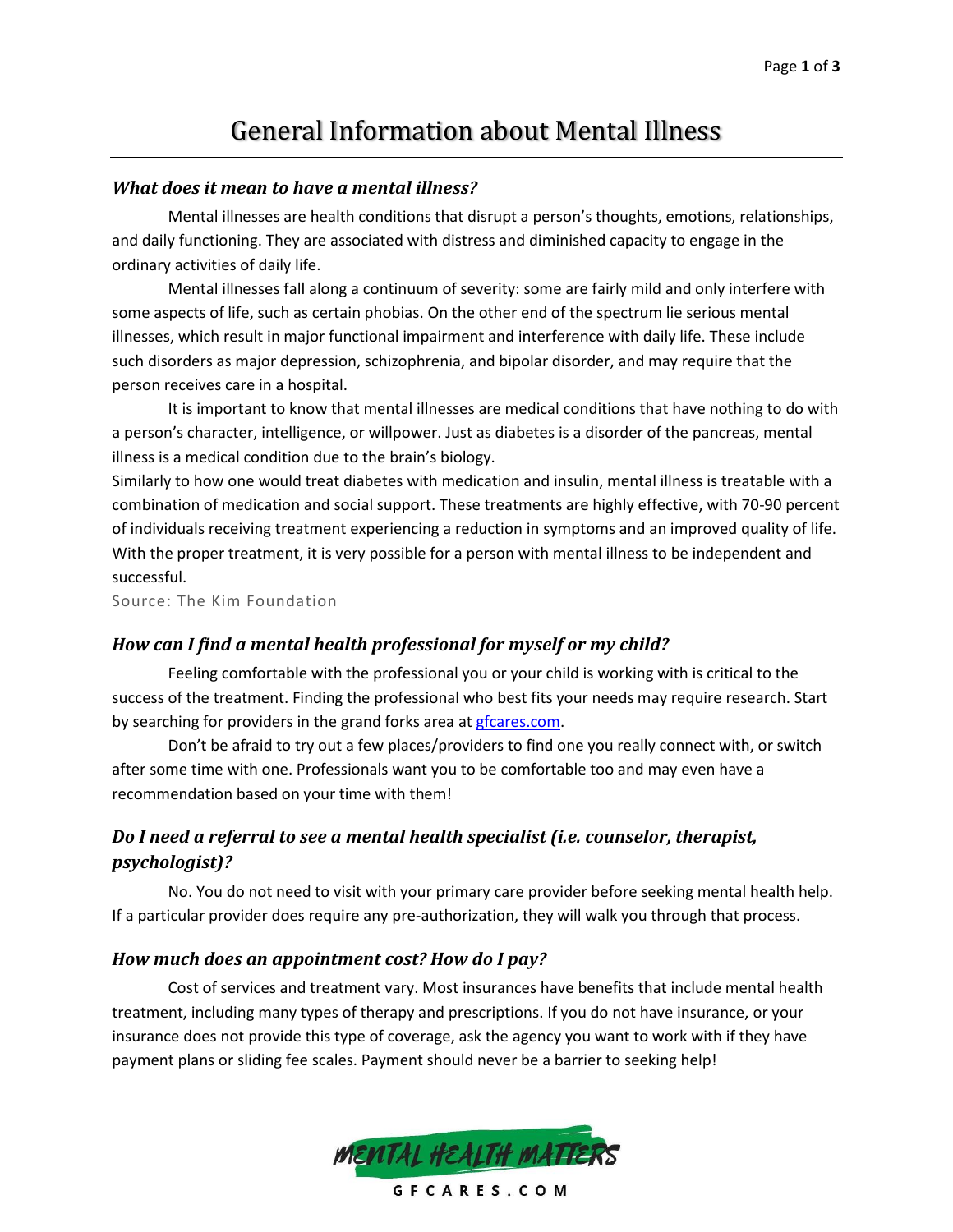# General Information about Mental Illness

### *What does it mean to have a mental illness?*

Mental illnesses are health conditions that disrupt a person's thoughts, emotions, relationships, and daily functioning. They are associated with distress and diminished capacity to engage in the ordinary activities of daily life.

Mental illnesses fall along a continuum of severity: some are fairly mild and only interfere with some aspects of life, such as certain phobias. On the other end of the spectrum lie serious mental illnesses, which result in major functional impairment and interference with daily life. These include such disorders as major depression, schizophrenia, and bipolar disorder, and may require that the person receives care in a hospital.

It is important to know that mental illnesses are medical conditions that have nothing to do with a person's character, intelligence, or willpower. Just as diabetes is a disorder of the pancreas, mental illness is a medical condition due to the brain's biology.

Similarly to how one would treat diabetes with medication and insulin, mental illness is treatable with a combination of medication and social support. These treatments are highly effective, with 70-90 percent of individuals receiving treatment experiencing a reduction in symptoms and an improved quality of life. With the proper treatment, it is very possible for a person with mental illness to be independent and successful.

Source: The Kim Foundation

### *How can I find a mental health professional for myself or my child?*

Feeling comfortable with the professional you or your child is working with is critical to the success of the treatment. Finding the professional who best fits your needs may require research. Start by searching for providers in the grand forks area at gfcares.com.

Don't be afraid to try out a few places/providers to find one you really connect with, or switch after some time with one. Professionals want you to be comfortable too and may even have a recommendation based on your time with them!

### *Do I need a referral to see a mental health specialist (i.e. counselor, therapist, psychologist)?*

No. You do not need to visit with your primary care provider before seeking mental health help. If a particular provider does require any pre-authorization, they will walk you through that process.

### *How much does an appointment cost? How do I pay?*

Cost of services and treatment vary. Most insurances have benefits that include mental health treatment, including many types of therapy and prescriptions. If you do not have insurance, or your insurance does not provide this type of coverage, ask the agency you want to work with if they have payment plans or sliding fee scales. Payment should never be a barrier to seeking help!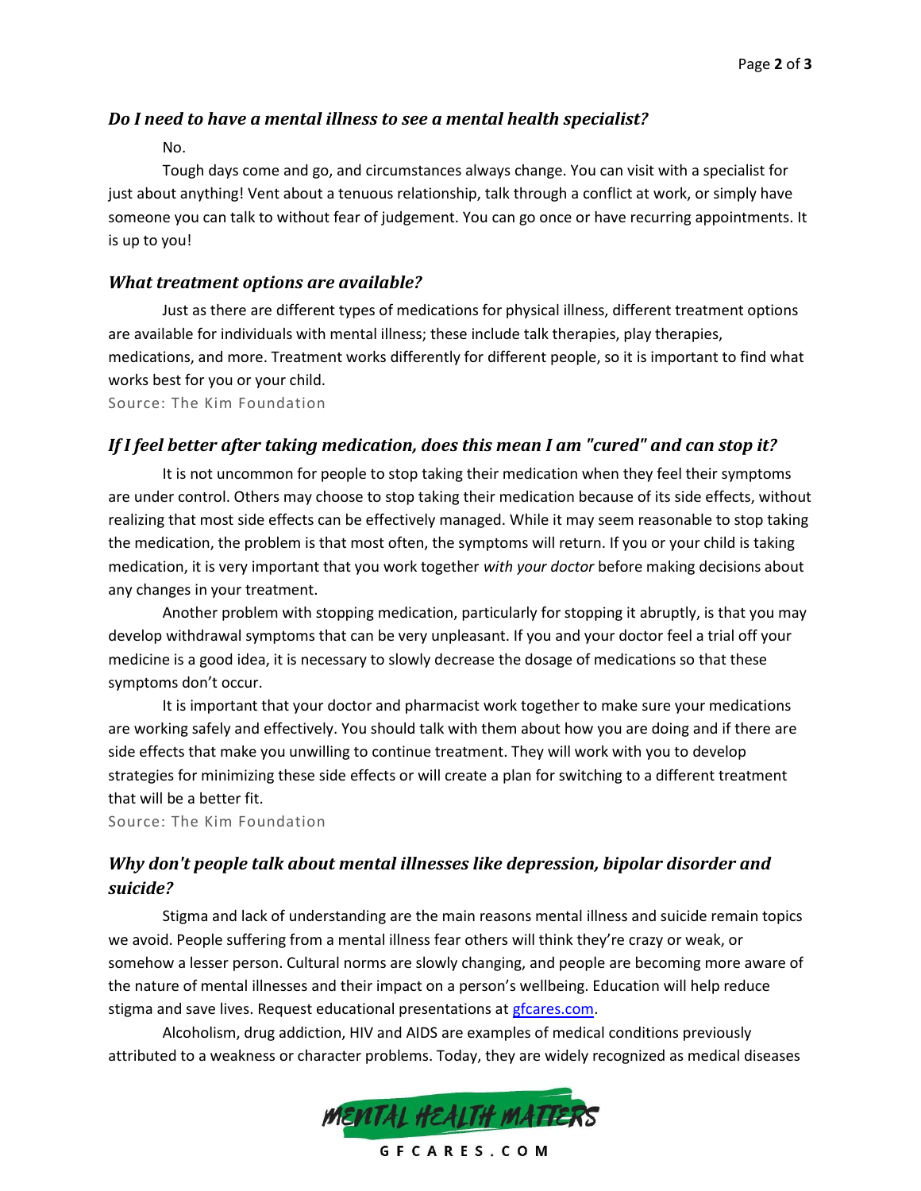### *Do I need to have a mental illness to see a mental health specialist?*

No.

Tough days come and go, and circumstances always change. You can visit with a specialist for just about anything! Vent about a tenuous relationship, talk through a conflict at work, or simply have someone you can talk to without fear of judgement. You can go once or have recurring appointments. It is up to you!

### *What treatment options are available?*

Just as there are different types of medications for physical illness, different treatment options are available for individuals with mental illness; these include talk therapies, play therapies, medications, and more. Treatment works differently for different people, so it is important to find what works best for you or your child.

Source: The Kim Foundation

### *If I feel better after taking medication, does this mean I am "cured" and can stop it?*

It is not uncommon for people to stop taking their medication when they feel their symptoms are under control. Others may choose to stop taking their medication because of its side effects, without realizing that most side effects can be effectively managed. While it may seem reasonable to stop taking the medication, the problem is that most often, the symptoms will return. If you or your child is taking medication, it is very important that you work together *with your doctor* before making decisions about any changes in your treatment.

Another problem with stopping medication, particularly for stopping it abruptly, is that you may develop withdrawal symptoms that can be very unpleasant. If you and your doctor feel a trial off your medicine is a good idea, it is necessary to slowly decrease the dosage of medications so that these symptoms don't occur.

It is important that your doctor and pharmacist work together to make sure your medications are working safely and effectively. You should talk with them about how you are doing and if there are side effects that make you unwilling to continue treatment. They will work with you to develop strategies for minimizing these side effects or will create a plan for switching to a different treatment that will be a better fit.

Source: The Kim Foundation

### *Why don't people talk about mental illnesses like depression, bipolar disorder and suicide?*

Stigma and lack of understanding are the main reasons mental illness and suicide remain topics we avoid. People suffering from a mental illness fear others will think they're crazy or weak, or somehow a lesser person. Cultural norms are slowly changing, and people are becoming more aware of the nature of mental illnesses and their impact on a person's wellbeing. Education will help reduce stigma and save lives. Request educational presentations at [gfcares.com](gfcares.com).

Alcoholism, drug addiction, HIV and AIDS are examples of medical conditions previously attributed to a weakness or character problems. Today, they are widely recognized as medical diseases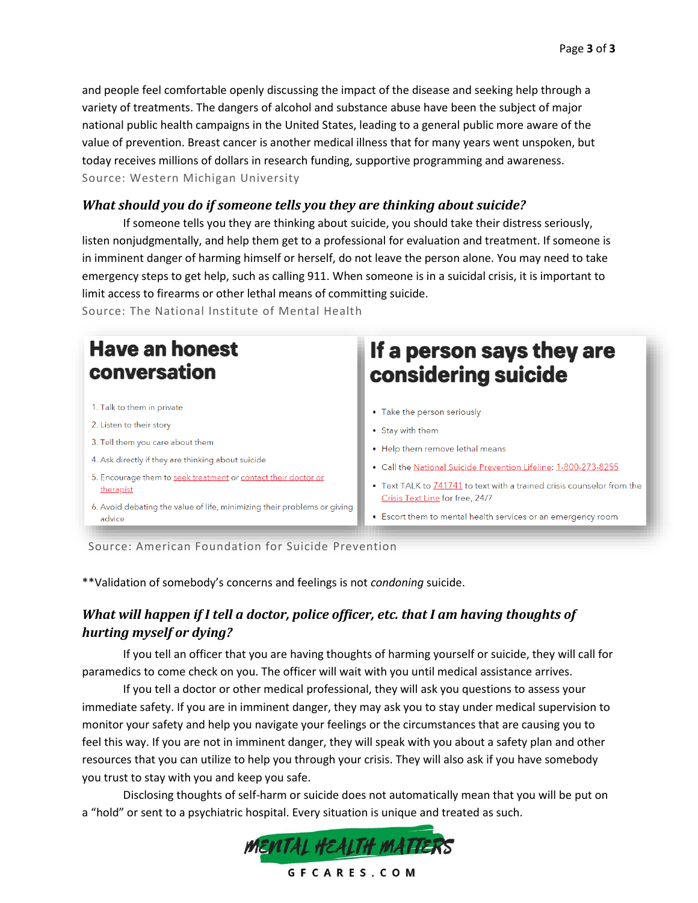and people feel comfortable openly discussing the impact of the disease and seeking help through a variety of treatments. The dangers of alcohol and substance abuse have been the subject of major national public health campaigns in the United States, leading to a general public more aware of the value of prevention. Breast cancer is another medical illness that for many years went unspoken, but today receives millions of dollars in research funding, supportive programming and awareness.

Source: Western Michigan University

### *What should you do if someone tells you they are thinking about suicide?*

If someone tells you they are thinking about suicide, you should take their distress seriously, listen nonjudgmentally, and help them get to a professional for evaluation and treatment. If someone is in imminent danger of harming himself or herself, do not leave the person alone. You may need to take emergency steps to get help, such as calling 911. When someone is in a suicidal crisis, it is important to limit access to firearms or other lethal means of committing suicide.

Source: The National Institute of Mental Health

## Have an honest conversation

1. Talk to them in private
2. Listen to their story
3. Tell them you care about them
4. Ask directly if they are thinking about suicide
5. Encourage them to seek treatment or contact their doctor or therapist
6. Avoid debating the value of life, minimizing their problems or giving advice

## If a person says they are considering suicide

- Take the person seriously
- Stay with them
- Help them remove lethal means
- Call the National Suicide Prevention Lifeline: 1-800-273-8255
- Text TALK to 741741 to text with a trained crisis counselor from the Crisis Text Line for free, 24/7
- Escort them to mental health services or an emergency room

Source: American Foundation for Suicide Prevention

**Validation of somebody's concerns and feelings is not *condoning* suicide.

### *What will happen if I tell a doctor, police officer, etc. that I am having thoughts of hurting myself or dying?*

If you tell an officer that you are having thoughts of harming yourself or suicide, they will call for paramedics to come check on you. The officer will wait with you until medical assistance arrives.

If you tell a doctor or other medical professional, they will ask you questions to assess your immediate safety. If you are in imminent danger, they may ask you to stay under medical supervision to monitor your safety and help you navigate your feelings or the circumstances that are causing you to feel this way. If you are not in imminent danger, they will speak with you about a safety plan and other resources that you can utilize to help you through your crisis. They will also ask if you have somebody you trust to stay with you and keep you safe.

Disclosing thoughts of self-harm or suicide does not automatically mean that you will be put on a "hold" or sent to a psychiatric hospital. Every situation is unique and treated as such.

MENTAL HEALTH MATTERS

GFCARES.COM